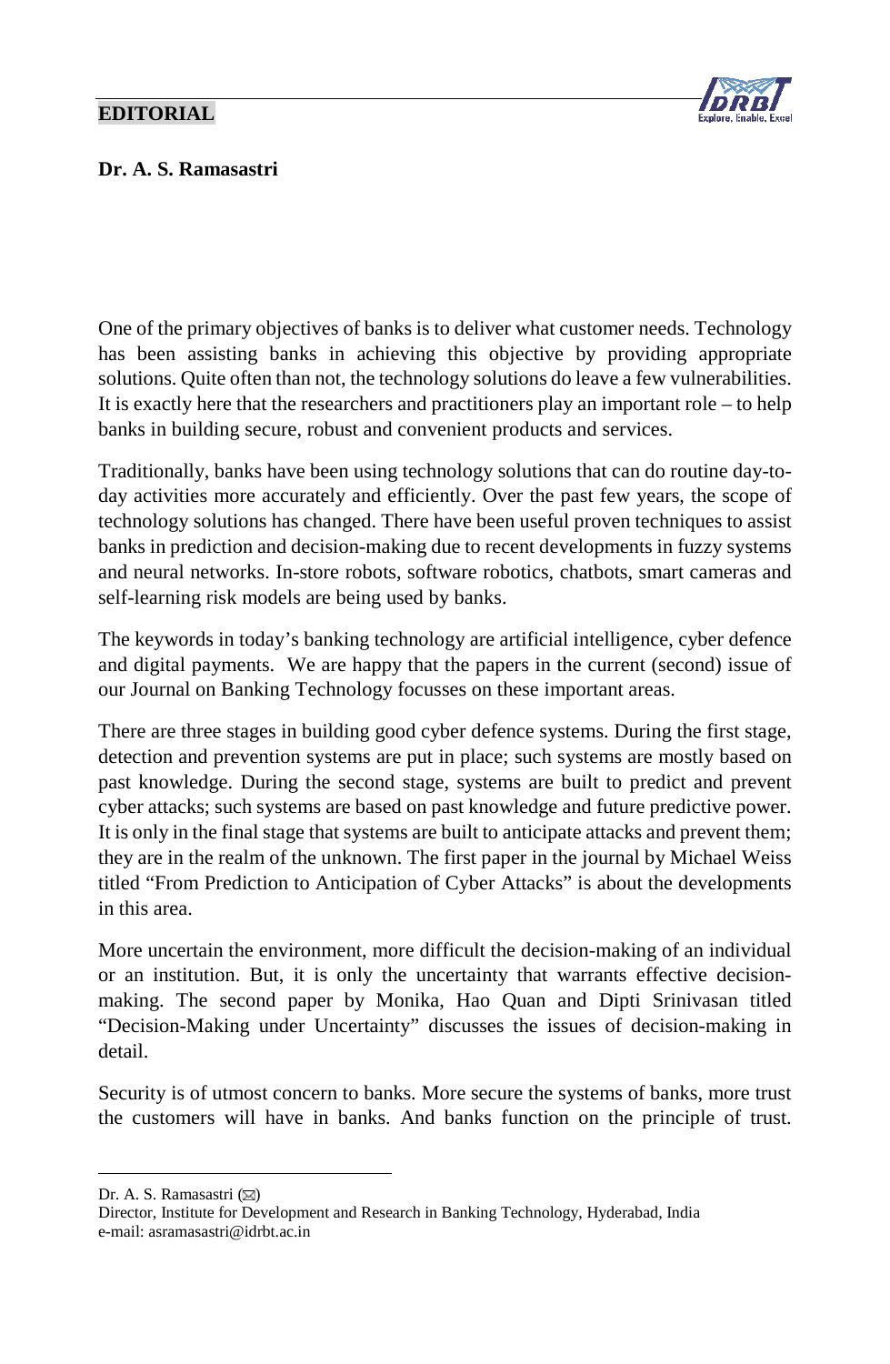# EDITORIAL

**Dr. A. S. Ramasastri**

One of the primary objectives of banks is to deliver what customer needs. Technology has been assisting banks in achieving this objective by providing appropriate solutions. Quite often than not, the technology solutions do leave a few vulnerabilities. It is exactly here that the researchers and practitioners play an important role – to help banks in building secure, robust and convenient products and services.

Traditionally, banks have been using technology solutions that can do routine day-to-day activities more accurately and efficiently. Over the past few years, the scope of technology solutions has changed. There have been useful proven techniques to assist banks in prediction and decision-making due to recent developments in fuzzy systems and neural networks. In-store robots, software robotics, chatbots, smart cameras and self-learning risk models are being used by banks.

The keywords in today's banking technology are artificial intelligence, cyber defence and digital payments. We are happy that the papers in the current (second) issue of our Journal on Banking Technology focusses on these important areas.

There are three stages in building good cyber defence systems. During the first stage, detection and prevention systems are put in place; such systems are mostly based on past knowledge. During the second stage, systems are built to predict and prevent cyber attacks; such systems are based on past knowledge and future predictive power. It is only in the final stage that systems are built to anticipate attacks and prevent them; they are in the realm of the unknown. The first paper in the journal by Michael Weiss titled "From Prediction to Anticipation of Cyber Attacks" is about the developments in this area.

More uncertain the environment, more difficult the decision-making of an individual or an institution. But, it is only the uncertainty that warrants effective decision-making. The second paper by Monika, Hao Quan and Dipti Srinivasan titled "Decision-Making under Uncertainty" discusses the issues of decision-making in detail.

Security is of utmost concern to banks. More secure the systems of banks, more trust the customers will have in banks. And banks function on the principle of trust.

---

Dr. A. S. Ramasastri (✉)
Director, Institute for Development and Research in Banking Technology, Hyderabad, India
e-mail: asramasastri@idrbt.ac.in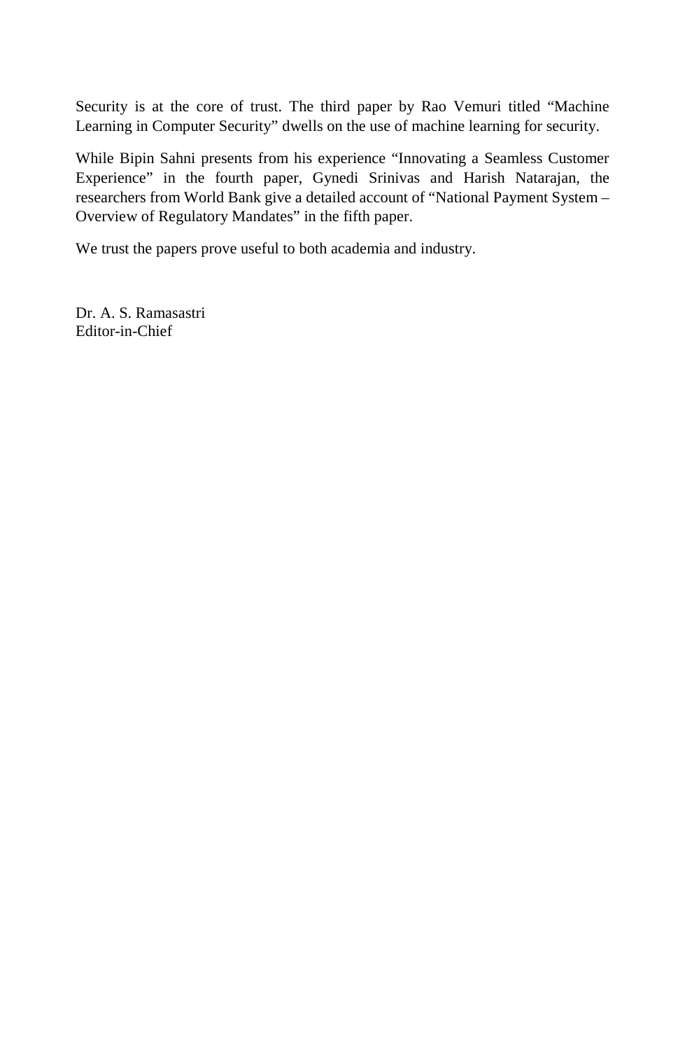Security is at the core of trust. The third paper by Rao Vemuri titled "Machine Learning in Computer Security" dwells on the use of machine learning for security.

While Bipin Sahni presents from his experience "Innovating a Seamless Customer Experience" in the fourth paper, Gynedi Srinivas and Harish Natarajan, the researchers from World Bank give a detailed account of "National Payment System – Overview of Regulatory Mandates" in the fifth paper.

We trust the papers prove useful to both academia and industry.

Dr. A. S. Ramasastri
Editor-in-Chief